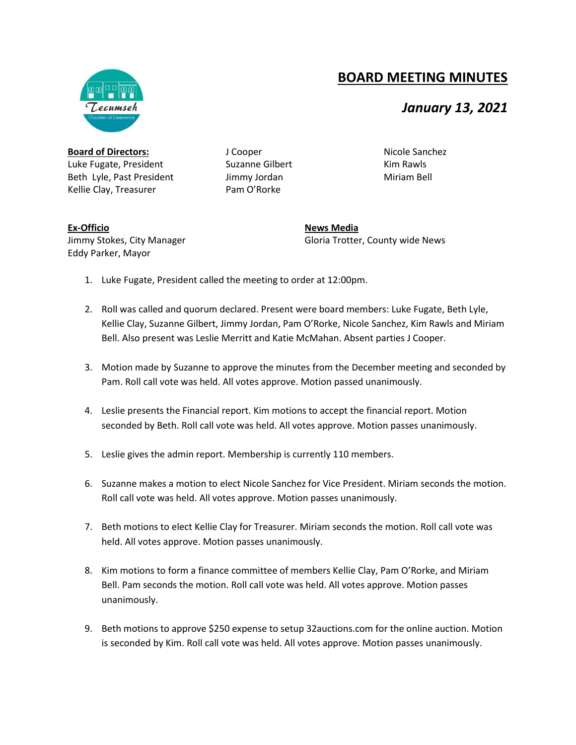# BOARD MEETING MINUTES

## *January 13, 2021*

**Board of Directors:**
Luke Fugate, President
Beth Lyle, Past President
Kellie Clay, Treasurer
J Cooper
Suzanne Gilbert
Jimmy Jordan
Pam O'Rorke
Nicole Sanchez
Kim Rawls
Miriam Bell

**Ex-Officio**
Jimmy Stokes, City Manager
Eddy Parker, Mayor

**News Media**
Gloria Trotter, County wide News

1. Luke Fugate, President called the meeting to order at 12:00pm.

2. Roll was called and quorum declared. Present were board members: Luke Fugate, Beth Lyle, Kellie Clay, Suzanne Gilbert, Jimmy Jordan, Pam O'Rorke, Nicole Sanchez, Kim Rawls and Miriam Bell. Also present was Leslie Merritt and Katie McMahan. Absent parties J Cooper.

3. Motion made by Suzanne to approve the minutes from the December meeting and seconded by Pam. Roll call vote was held. All votes approve. Motion passed unanimously.

4. Leslie presents the Financial report. Kim motions to accept the financial report. Motion seconded by Beth. Roll call vote was held. All votes approve. Motion passes unanimously.

5. Leslie gives the admin report. Membership is currently 110 members.

6. Suzanne makes a motion to elect Nicole Sanchez for Vice President. Miriam seconds the motion. Roll call vote was held. All votes approve. Motion passes unanimously.

7. Beth motions to elect Kellie Clay for Treasurer. Miriam seconds the motion. Roll call vote was held. All votes approve. Motion passes unanimously.

8. Kim motions to form a finance committee of members Kellie Clay, Pam O'Rorke, and Miriam Bell. Pam seconds the motion. Roll call vote was held. All votes approve. Motion passes unanimously.

9. Beth motions to approve $250 expense to setup 32auctions.com for the online auction. Motion is seconded by Kim. Roll call vote was held. All votes approve. Motion passes unanimously.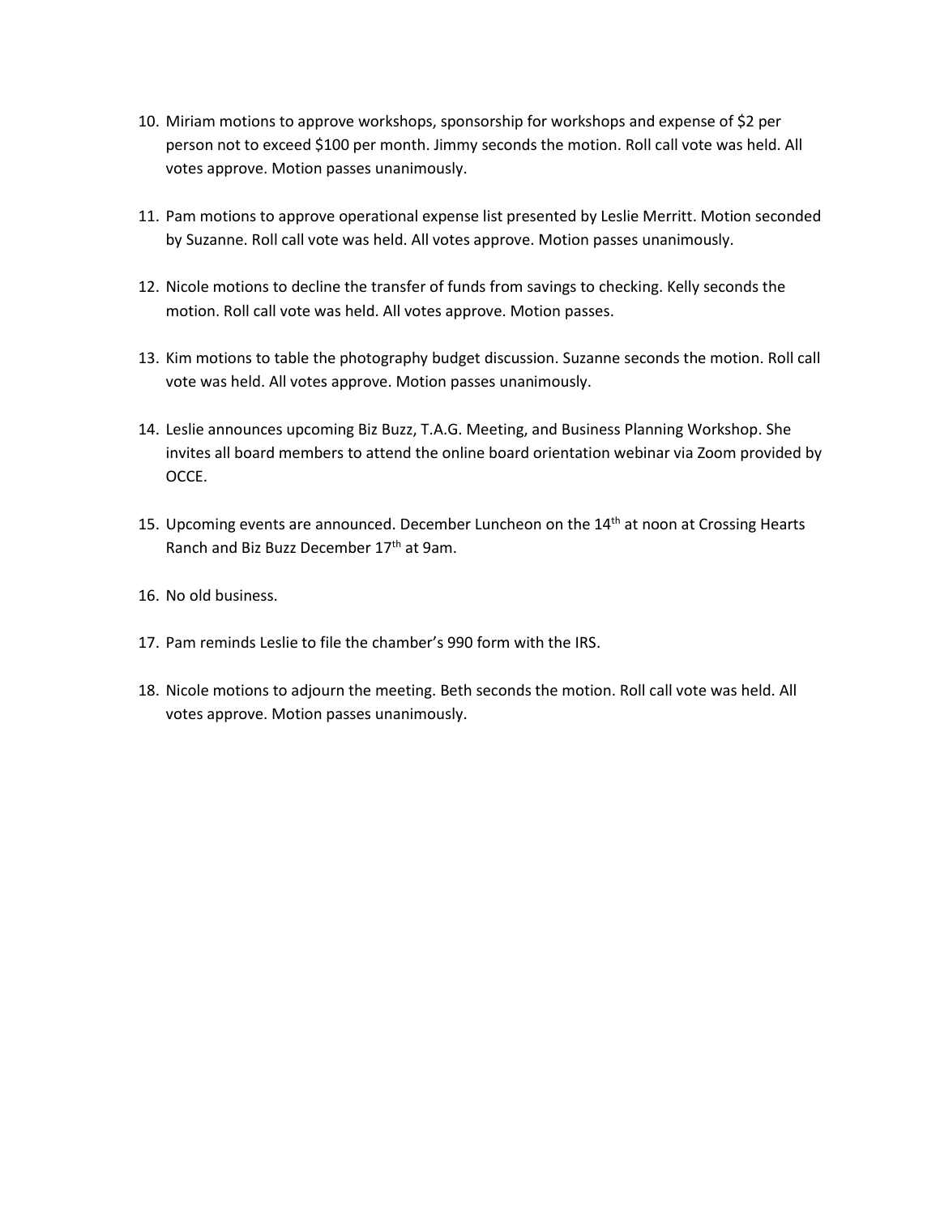10. Miriam motions to approve workshops, sponsorship for workshops and expense of $2 per person not to exceed $100 per month. Jimmy seconds the motion. Roll call vote was held. All votes approve. Motion passes unanimously.

11. Pam motions to approve operational expense list presented by Leslie Merritt. Motion seconded by Suzanne. Roll call vote was held. All votes approve. Motion passes unanimously.

12. Nicole motions to decline the transfer of funds from savings to checking. Kelly seconds the motion. Roll call vote was held. All votes approve. Motion passes.

13. Kim motions to table the photography budget discussion. Suzanne seconds the motion. Roll call vote was held. All votes approve. Motion passes unanimously.

14. Leslie announces upcoming Biz Buzz, T.A.G. Meeting, and Business Planning Workshop. She invites all board members to attend the online board orientation webinar via Zoom provided by OCCE.

15. Upcoming events are announced. December Luncheon on the 14th at noon at Crossing Hearts Ranch and Biz Buzz December 17th at 9am.

16. No old business.

17. Pam reminds Leslie to file the chamber's 990 form with the IRS.

18. Nicole motions to adjourn the meeting. Beth seconds the motion. Roll call vote was held. All votes approve. Motion passes unanimously.